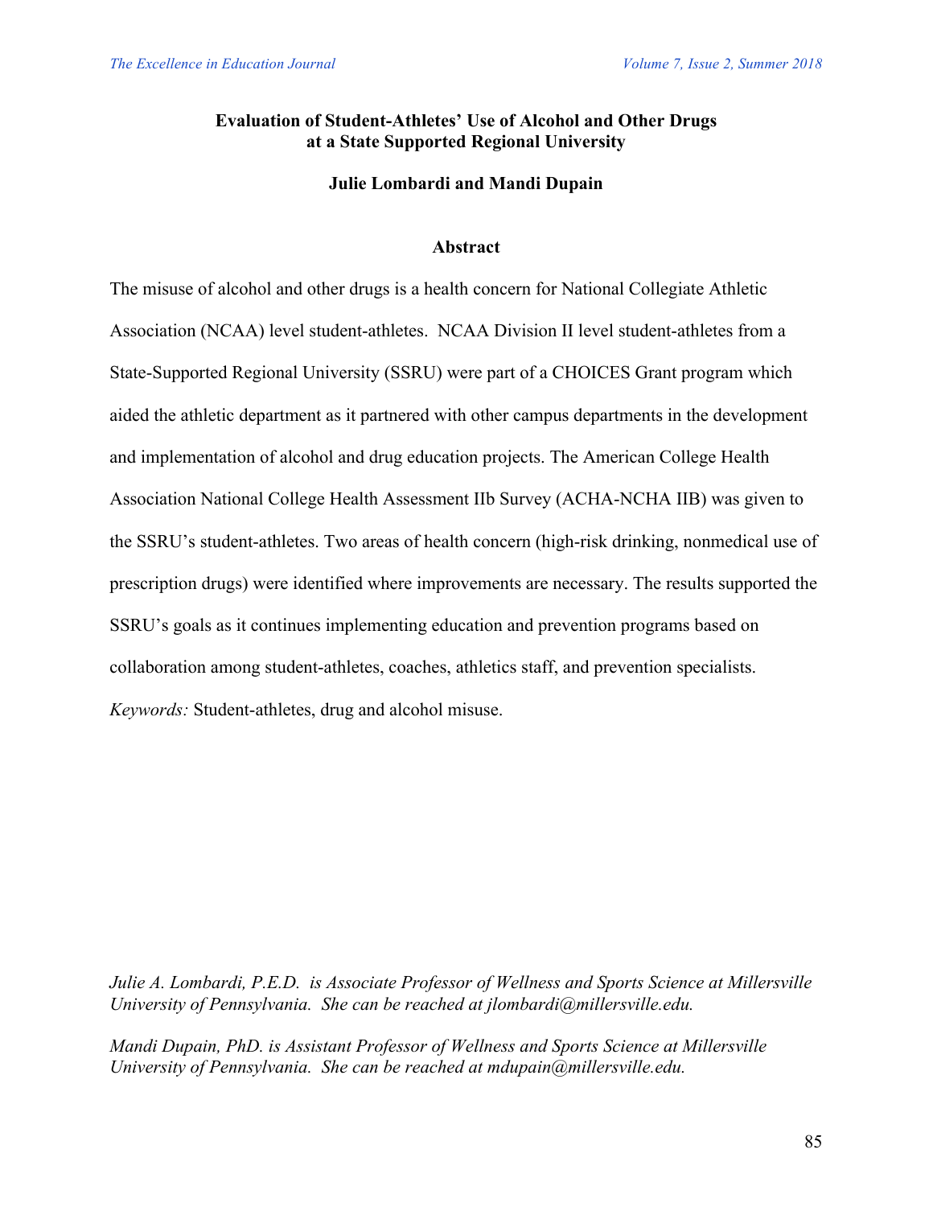# Evaluation of Student-Athletes' Use of Alcohol and Other Drugs at a State Supported Regional University

**Julie Lombardi and Mandi Dupain**

## Abstract

The misuse of alcohol and other drugs is a health concern for National Collegiate Athletic Association (NCAA) level student-athletes. NCAA Division II level student-athletes from a State-Supported Regional University (SSRU) were part of a CHOICES Grant program which aided the athletic department as it partnered with other campus departments in the development and implementation of alcohol and drug education projects. The American College Health Association National College Health Assessment IIb Survey (ACHA-NCHA IIB) was given to the SSRU's student-athletes. Two areas of health concern (high-risk drinking, nonmedical use of prescription drugs) were identified where improvements are necessary. The results supported the SSRU's goals as it continues implementing education and prevention programs based on collaboration among student-athletes, coaches, athletics staff, and prevention specialists.

*Keywords:* Student-athletes, drug and alcohol misuse.

*Julie A. Lombardi, P.E.D. is Associate Professor of Wellness and Sports Science at Millersville University of Pennsylvania. She can be reached at jlombardi@millersville.edu.*

*Mandi Dupain, PhD. is Assistant Professor of Wellness and Sports Science at Millersville University of Pennsylvania. She can be reached at mdupain@millersville.edu.*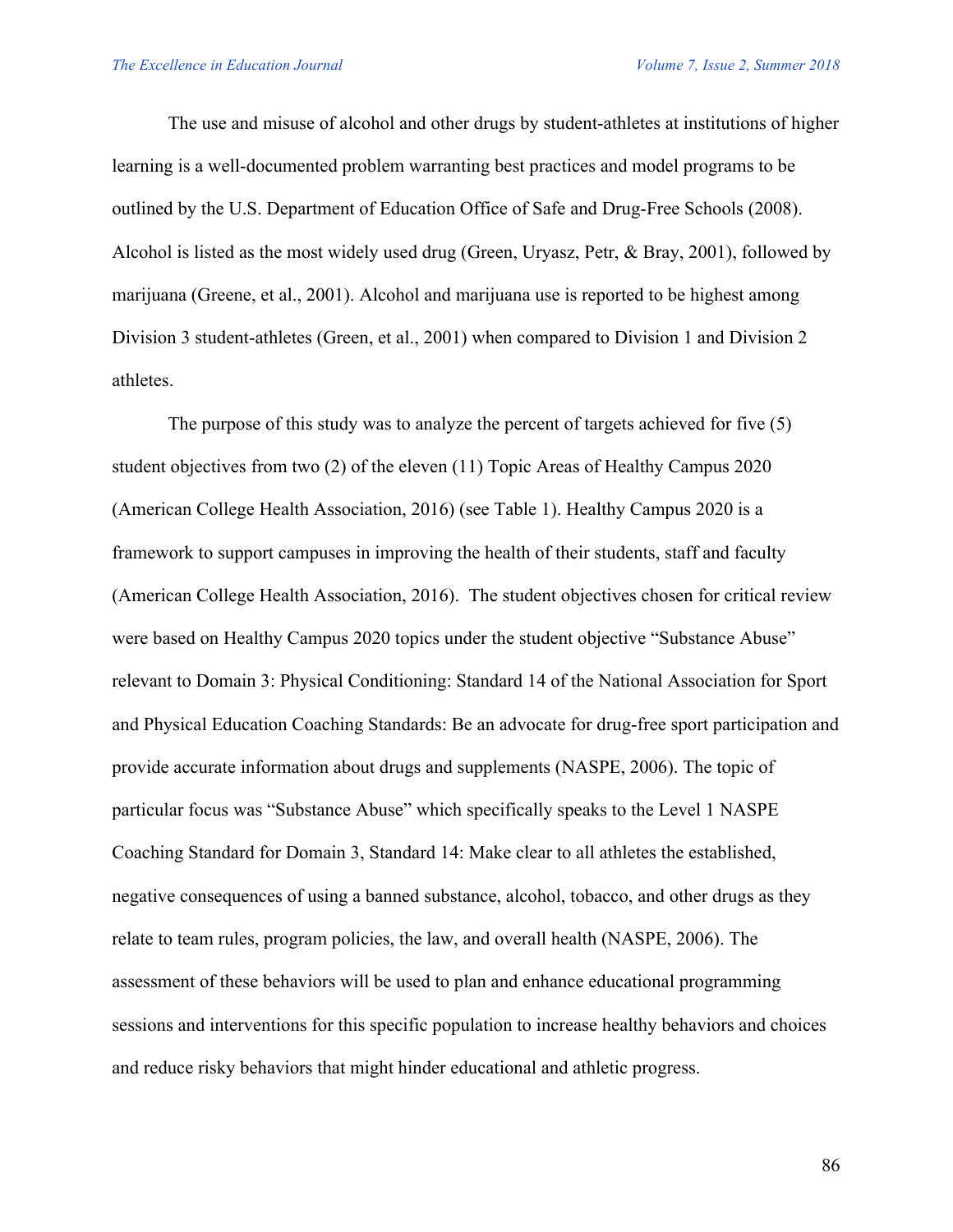The use and misuse of alcohol and other drugs by student-athletes at institutions of higher learning is a well-documented problem warranting best practices and model programs to be outlined by the U.S. Department of Education Office of Safe and Drug-Free Schools (2008). Alcohol is listed as the most widely used drug (Green, Uryasz, Petr, & Bray, 2001), followed by marijuana (Greene, et al., 2001). Alcohol and marijuana use is reported to be highest among Division 3 student-athletes (Green, et al., 2001) when compared to Division 1 and Division 2 athletes.

The purpose of this study was to analyze the percent of targets achieved for five (5) student objectives from two (2) of the eleven (11) Topic Areas of Healthy Campus 2020 (American College Health Association, 2016) (see Table 1). Healthy Campus 2020 is a framework to support campuses in improving the health of their students, staff and faculty (American College Health Association, 2016). The student objectives chosen for critical review were based on Healthy Campus 2020 topics under the student objective "Substance Abuse" relevant to Domain 3: Physical Conditioning: Standard 14 of the National Association for Sport and Physical Education Coaching Standards: Be an advocate for drug-free sport participation and provide accurate information about drugs and supplements (NASPE, 2006). The topic of particular focus was "Substance Abuse" which specifically speaks to the Level 1 NASPE Coaching Standard for Domain 3, Standard 14: Make clear to all athletes the established, negative consequences of using a banned substance, alcohol, tobacco, and other drugs as they relate to team rules, program policies, the law, and overall health (NASPE, 2006). The assessment of these behaviors will be used to plan and enhance educational programming sessions and interventions for this specific population to increase healthy behaviors and choices and reduce risky behaviors that might hinder educational and athletic progress.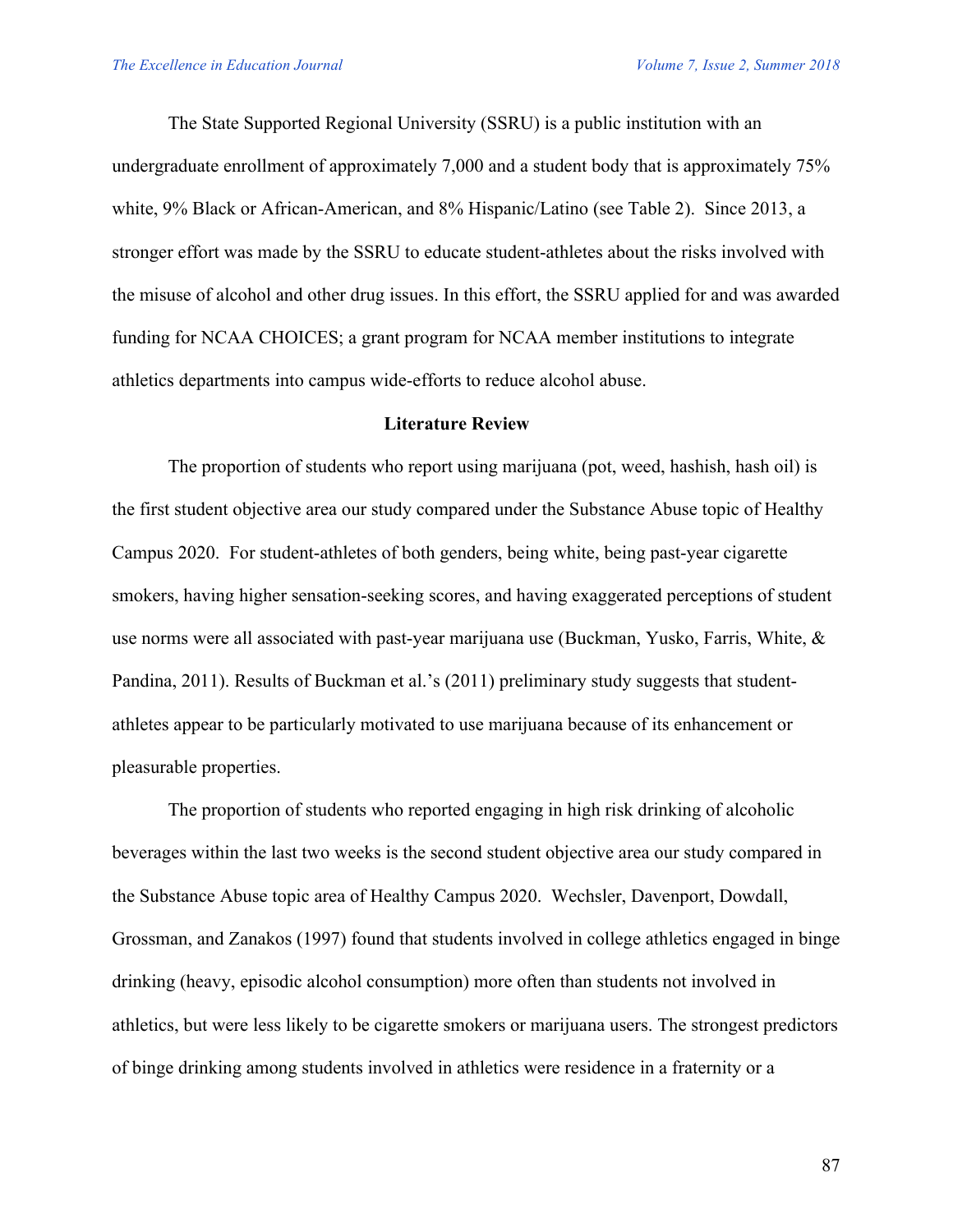The State Supported Regional University (SSRU) is a public institution with an undergraduate enrollment of approximately 7,000 and a student body that is approximately 75% white, 9% Black or African-American, and 8% Hispanic/Latino (see Table 2). Since 2013, a stronger effort was made by the SSRU to educate student-athletes about the risks involved with the misuse of alcohol and other drug issues. In this effort, the SSRU applied for and was awarded funding for NCAA CHOICES; a grant program for NCAA member institutions to integrate athletics departments into campus wide-efforts to reduce alcohol abuse.

## Literature Review

The proportion of students who report using marijuana (pot, weed, hashish, hash oil) is the first student objective area our study compared under the Substance Abuse topic of Healthy Campus 2020. For student-athletes of both genders, being white, being past-year cigarette smokers, having higher sensation-seeking scores, and having exaggerated perceptions of student use norms were all associated with past-year marijuana use (Buckman, Yusko, Farris, White, & Pandina, 2011). Results of Buckman et al.'s (2011) preliminary study suggests that student-athletes appear to be particularly motivated to use marijuana because of its enhancement or pleasurable properties.

The proportion of students who reported engaging in high risk drinking of alcoholic beverages within the last two weeks is the second student objective area our study compared in the Substance Abuse topic area of Healthy Campus 2020. Wechsler, Davenport, Dowdall, Grossman, and Zanakos (1997) found that students involved in college athletics engaged in binge drinking (heavy, episodic alcohol consumption) more often than students not involved in athletics, but were less likely to be cigarette smokers or marijuana users. The strongest predictors of binge drinking among students involved in athletics were residence in a fraternity or a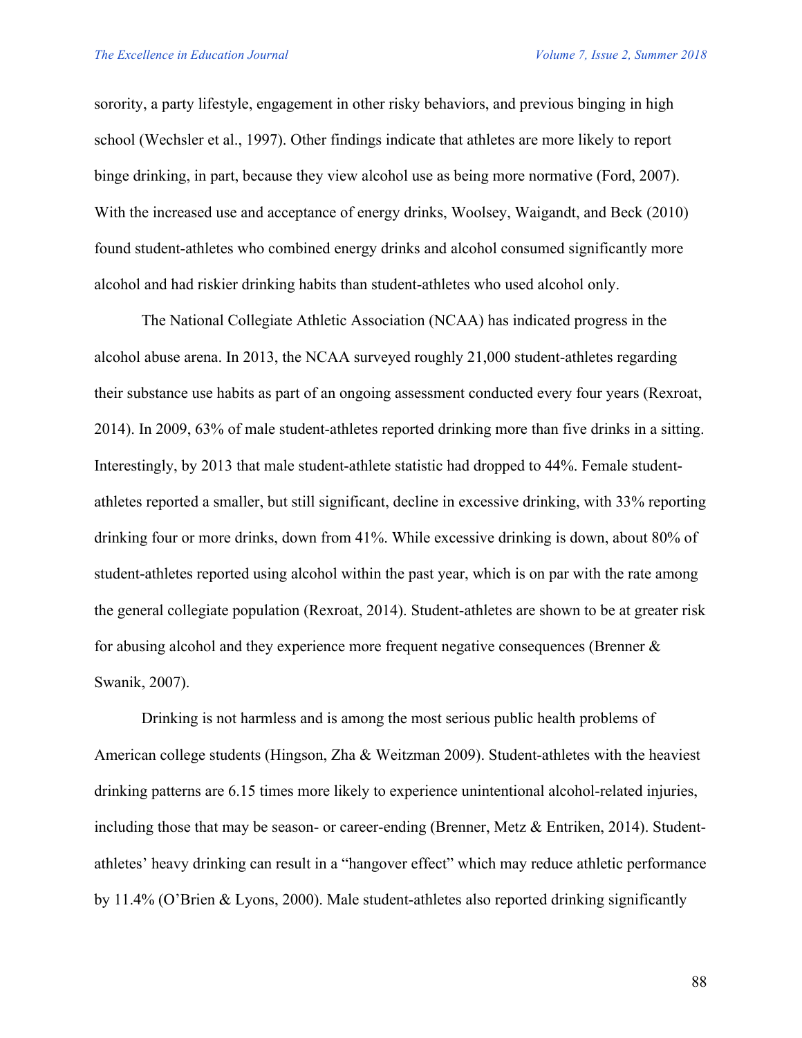sorority, a party lifestyle, engagement in other risky behaviors, and previous binging in high school (Wechsler et al., 1997). Other findings indicate that athletes are more likely to report binge drinking, in part, because they view alcohol use as being more normative (Ford, 2007). With the increased use and acceptance of energy drinks, Woolsey, Waigandt, and Beck (2010) found student-athletes who combined energy drinks and alcohol consumed significantly more alcohol and had riskier drinking habits than student-athletes who used alcohol only.

The National Collegiate Athletic Association (NCAA) has indicated progress in the alcohol abuse arena. In 2013, the NCAA surveyed roughly 21,000 student-athletes regarding their substance use habits as part of an ongoing assessment conducted every four years (Rexroat, 2014). In 2009, 63% of male student-athletes reported drinking more than five drinks in a sitting. Interestingly, by 2013 that male student-athlete statistic had dropped to 44%. Female student-athletes reported a smaller, but still significant, decline in excessive drinking, with 33% reporting drinking four or more drinks, down from 41%. While excessive drinking is down, about 80% of student-athletes reported using alcohol within the past year, which is on par with the rate among the general collegiate population (Rexroat, 2014). Student-athletes are shown to be at greater risk for abusing alcohol and they experience more frequent negative consequences (Brenner & Swanik, 2007).

Drinking is not harmless and is among the most serious public health problems of American college students (Hingson, Zha & Weitzman 2009). Student-athletes with the heaviest drinking patterns are 6.15 times more likely to experience unintentional alcohol-related injuries, including those that may be season- or career-ending (Brenner, Metz & Entriken, 2014). Student-athletes' heavy drinking can result in a "hangover effect" which may reduce athletic performance by 11.4% (O'Brien & Lyons, 2000). Male student-athletes also reported drinking significantly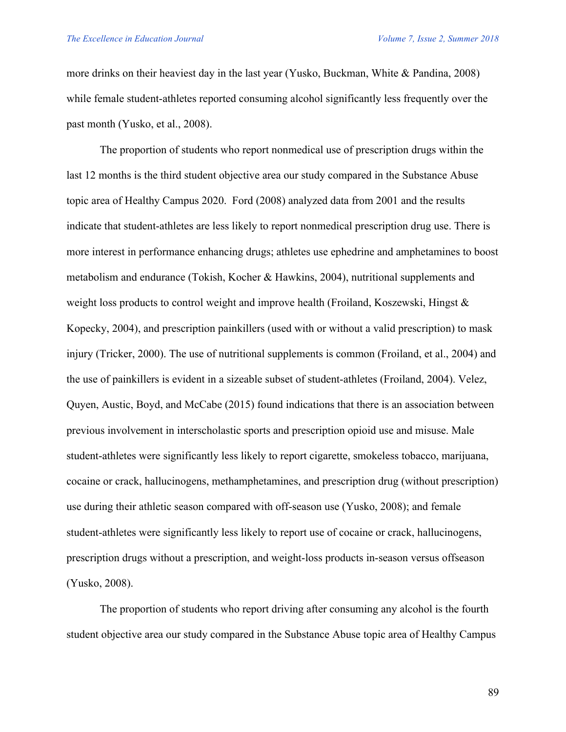more drinks on their heaviest day in the last year (Yusko, Buckman, White & Pandina, 2008) while female student-athletes reported consuming alcohol significantly less frequently over the past month (Yusko, et al., 2008).

The proportion of students who report nonmedical use of prescription drugs within the last 12 months is the third student objective area our study compared in the Substance Abuse topic area of Healthy Campus 2020. Ford (2008) analyzed data from 2001 and the results indicate that student-athletes are less likely to report nonmedical prescription drug use. There is more interest in performance enhancing drugs; athletes use ephedrine and amphetamines to boost metabolism and endurance (Tokish, Kocher & Hawkins, 2004), nutritional supplements and weight loss products to control weight and improve health (Froiland, Koszewski, Hingst & Kopecky, 2004), and prescription painkillers (used with or without a valid prescription) to mask injury (Tricker, 2000). The use of nutritional supplements is common (Froiland, et al., 2004) and the use of painkillers is evident in a sizeable subset of student-athletes (Froiland, 2004). Velez, Quyen, Austic, Boyd, and McCabe (2015) found indications that there is an association between previous involvement in interscholastic sports and prescription opioid use and misuse. Male student-athletes were significantly less likely to report cigarette, smokeless tobacco, marijuana, cocaine or crack, hallucinogens, methamphetamines, and prescription drug (without prescription) use during their athletic season compared with off-season use (Yusko, 2008); and female student-athletes were significantly less likely to report use of cocaine or crack, hallucinogens, prescription drugs without a prescription, and weight-loss products in-season versus offseason (Yusko, 2008).

The proportion of students who report driving after consuming any alcohol is the fourth student objective area our study compared in the Substance Abuse topic area of Healthy Campus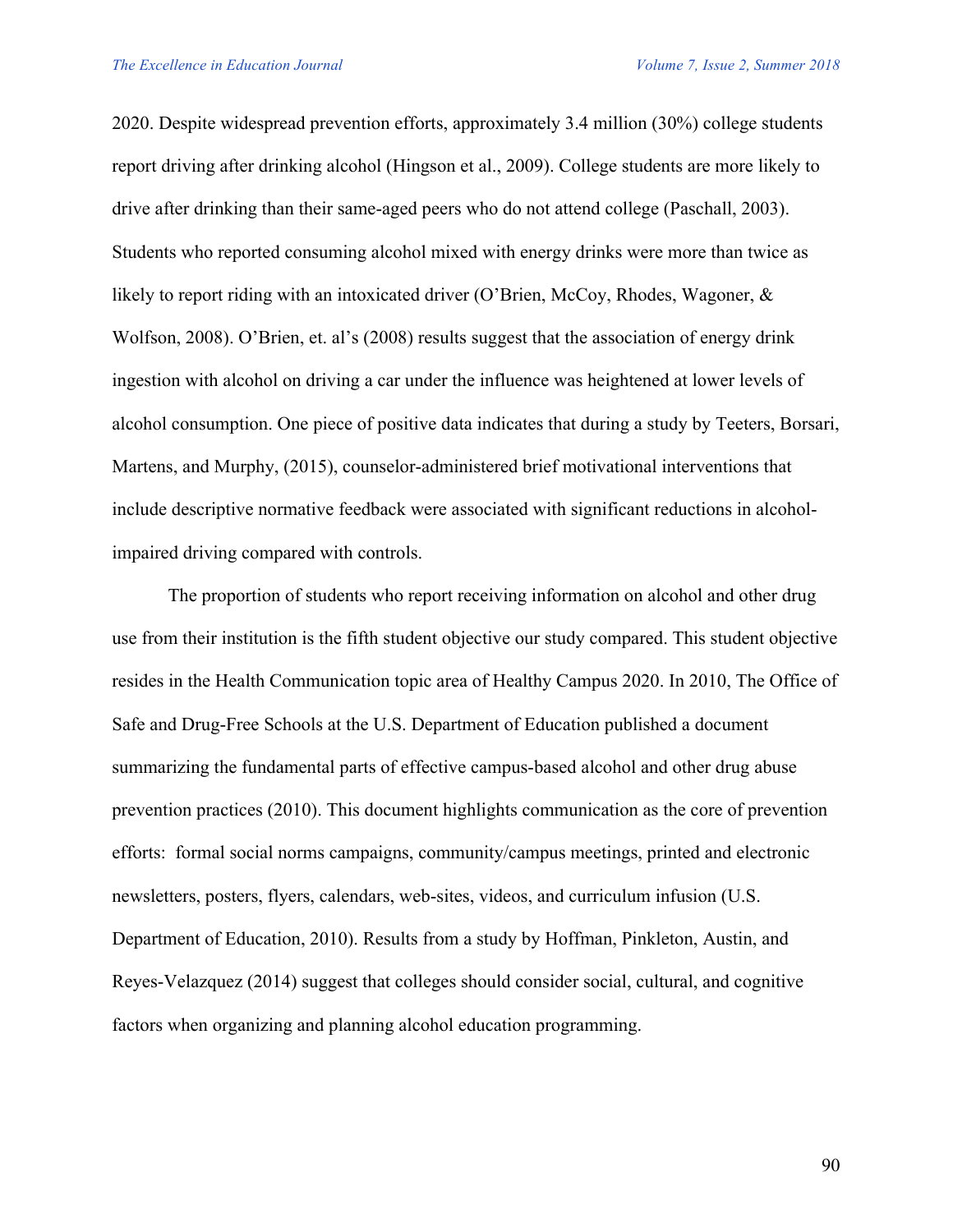2020. Despite widespread prevention efforts, approximately 3.4 million (30%) college students report driving after drinking alcohol (Hingson et al., 2009). College students are more likely to drive after drinking than their same-aged peers who do not attend college (Paschall, 2003). Students who reported consuming alcohol mixed with energy drinks were more than twice as likely to report riding with an intoxicated driver (O'Brien, McCoy, Rhodes, Wagoner, & Wolfson, 2008). O'Brien, et. al's (2008) results suggest that the association of energy drink ingestion with alcohol on driving a car under the influence was heightened at lower levels of alcohol consumption. One piece of positive data indicates that during a study by Teeters, Borsari, Martens, and Murphy, (2015), counselor-administered brief motivational interventions that include descriptive normative feedback were associated with significant reductions in alcohol-impaired driving compared with controls.

The proportion of students who report receiving information on alcohol and other drug use from their institution is the fifth student objective our study compared. This student objective resides in the Health Communication topic area of Healthy Campus 2020. In 2010, The Office of Safe and Drug-Free Schools at the U.S. Department of Education published a document summarizing the fundamental parts of effective campus-based alcohol and other drug abuse prevention practices (2010). This document highlights communication as the core of prevention efforts: formal social norms campaigns, community/campus meetings, printed and electronic newsletters, posters, flyers, calendars, web-sites, videos, and curriculum infusion (U.S. Department of Education, 2010). Results from a study by Hoffman, Pinkleton, Austin, and Reyes-Velazquez (2014) suggest that colleges should consider social, cultural, and cognitive factors when organizing and planning alcohol education programming.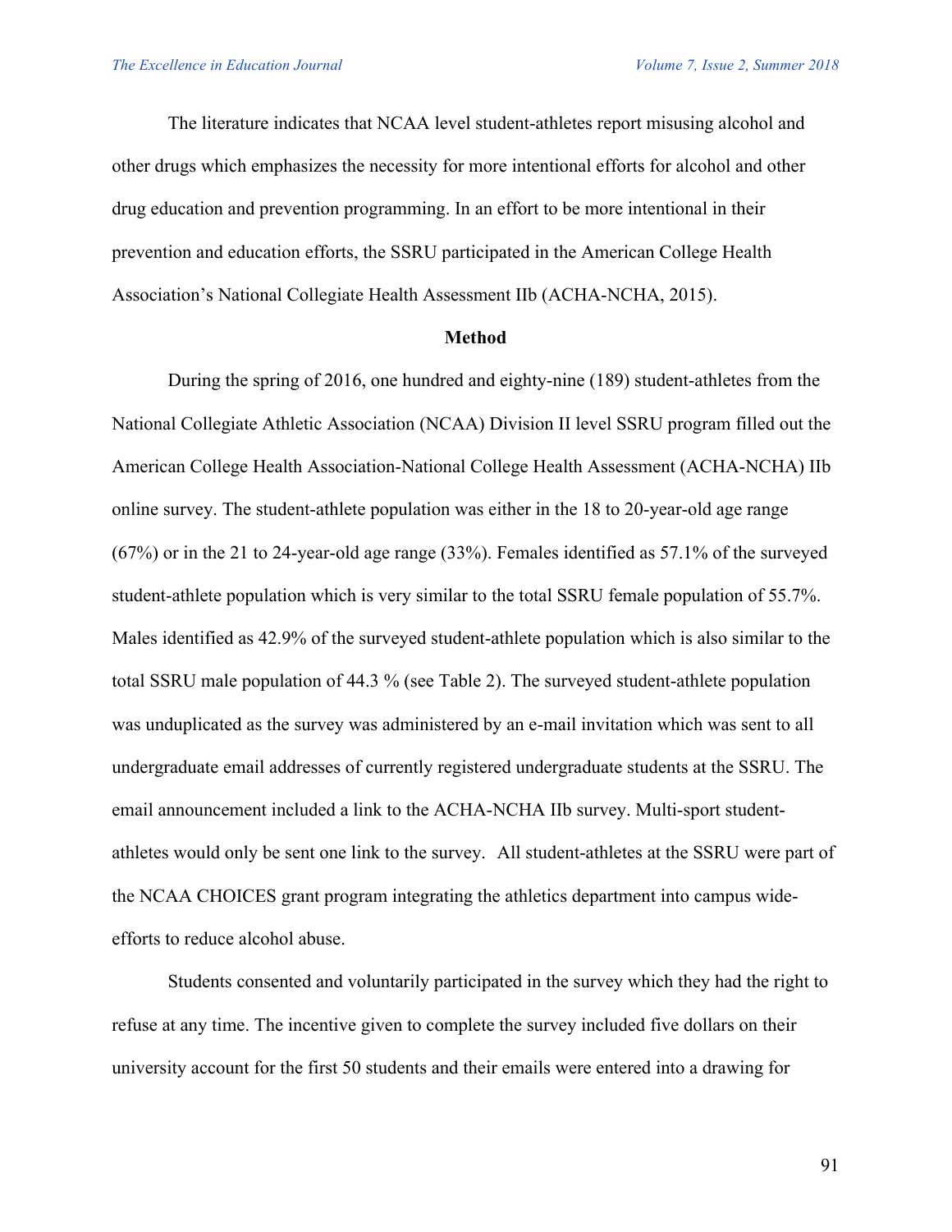The literature indicates that NCAA level student-athletes report misusing alcohol and other drugs which emphasizes the necessity for more intentional efforts for alcohol and other drug education and prevention programming. In an effort to be more intentional in their prevention and education efforts, the SSRU participated in the American College Health Association's National Collegiate Health Assessment IIb (ACHA-NCHA, 2015).

## Method

During the spring of 2016, one hundred and eighty-nine (189) student-athletes from the National Collegiate Athletic Association (NCAA) Division II level SSRU program filled out the American College Health Association-National College Health Assessment (ACHA-NCHA) IIb online survey. The student-athlete population was either in the 18 to 20-year-old age range (67%) or in the 21 to 24-year-old age range (33%). Females identified as 57.1% of the surveyed student-athlete population which is very similar to the total SSRU female population of 55.7%. Males identified as 42.9% of the surveyed student-athlete population which is also similar to the total SSRU male population of 44.3 % (see Table 2). The surveyed student-athlete population was unduplicated as the survey was administered by an e-mail invitation which was sent to all undergraduate email addresses of currently registered undergraduate students at the SSRU. The email announcement included a link to the ACHA-NCHA IIb survey. Multi-sport student-athletes would only be sent one link to the survey. All student-athletes at the SSRU were part of the NCAA CHOICES grant program integrating the athletics department into campus wide-efforts to reduce alcohol abuse.

Students consented and voluntarily participated in the survey which they had the right to refuse at any time. The incentive given to complete the survey included five dollars on their university account for the first 50 students and their emails were entered into a drawing for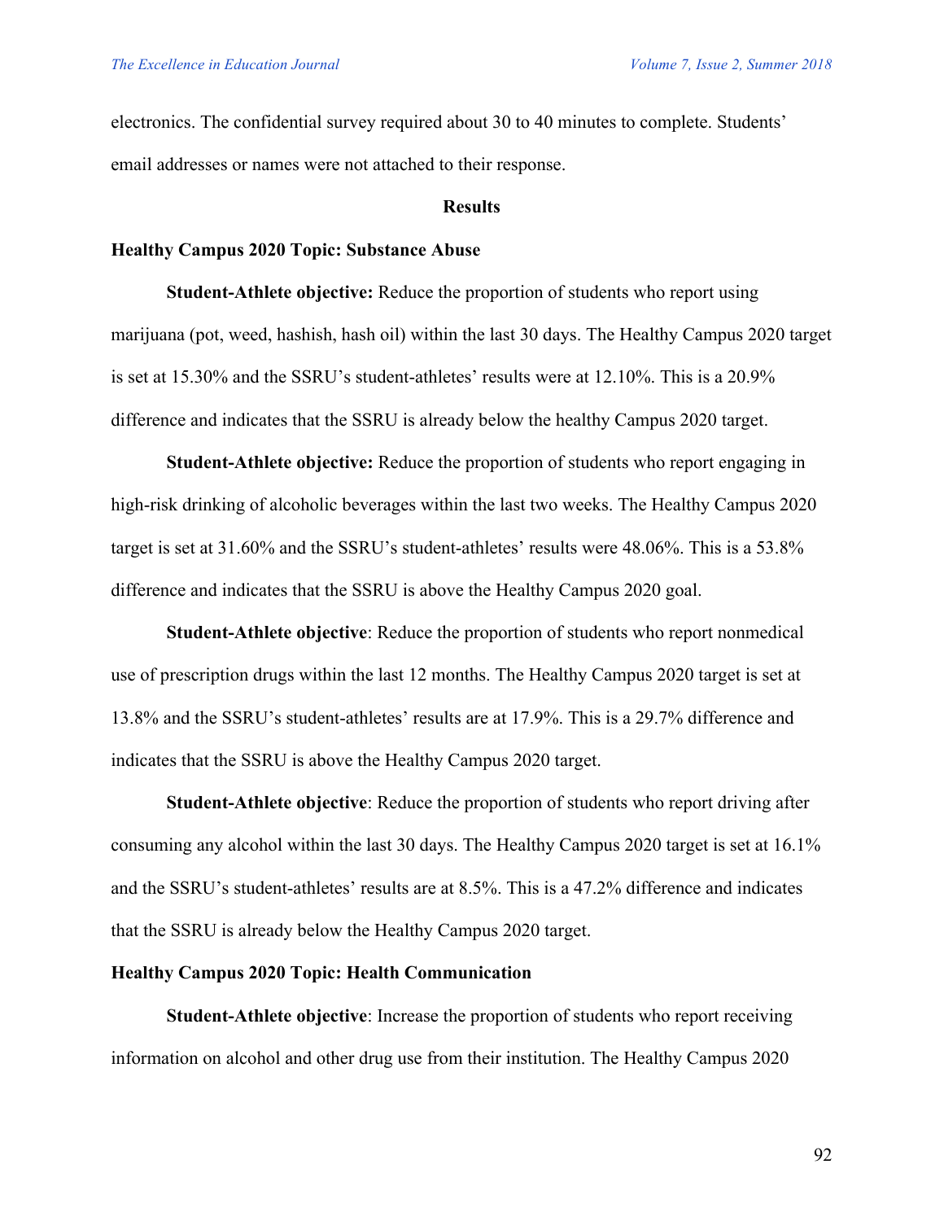electronics. The confidential survey required about 30 to 40 minutes to complete. Students' email addresses or names were not attached to their response.

## Results

### Healthy Campus 2020 Topic: Substance Abuse

**Student-Athlete objective:** Reduce the proportion of students who report using marijuana (pot, weed, hashish, hash oil) within the last 30 days. The Healthy Campus 2020 target is set at 15.30% and the SSRU's student-athletes' results were at 12.10%. This is a 20.9% difference and indicates that the SSRU is already below the healthy Campus 2020 target.

**Student-Athlete objective:** Reduce the proportion of students who report engaging in high-risk drinking of alcoholic beverages within the last two weeks. The Healthy Campus 2020 target is set at 31.60% and the SSRU's student-athletes' results were 48.06%. This is a 53.8% difference and indicates that the SSRU is above the Healthy Campus 2020 goal.

**Student-Athlete objective**: Reduce the proportion of students who report nonmedical use of prescription drugs within the last 12 months. The Healthy Campus 2020 target is set at 13.8% and the SSRU's student-athletes' results are at 17.9%. This is a 29.7% difference and indicates that the SSRU is above the Healthy Campus 2020 target.

**Student-Athlete objective**: Reduce the proportion of students who report driving after consuming any alcohol within the last 30 days. The Healthy Campus 2020 target is set at 16.1% and the SSRU's student-athletes' results are at 8.5%. This is a 47.2% difference and indicates that the SSRU is already below the Healthy Campus 2020 target.

### Healthy Campus 2020 Topic: Health Communication

**Student-Athlete objective**: Increase the proportion of students who report receiving information on alcohol and other drug use from their institution. The Healthy Campus 2020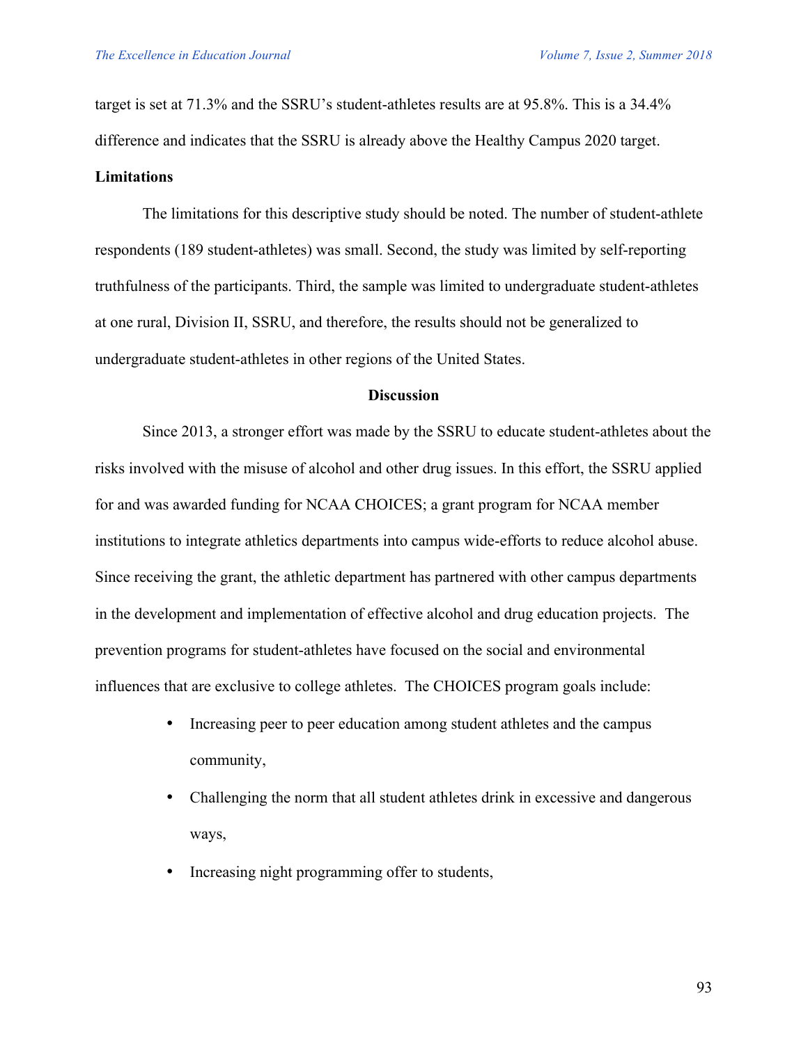target is set at 71.3% and the SSRU's student-athletes results are at 95.8%. This is a 34.4% difference and indicates that the SSRU is already above the Healthy Campus 2020 target.

**Limitations**

The limitations for this descriptive study should be noted. The number of student-athlete respondents (189 student-athletes) was small. Second, the study was limited by self-reporting truthfulness of the participants. Third, the sample was limited to undergraduate student-athletes at one rural, Division II, SSRU, and therefore, the results should not be generalized to undergraduate student-athletes in other regions of the United States.

## Discussion

Since 2013, a stronger effort was made by the SSRU to educate student-athletes about the risks involved with the misuse of alcohol and other drug issues. In this effort, the SSRU applied for and was awarded funding for NCAA CHOICES; a grant program for NCAA member institutions to integrate athletics departments into campus wide-efforts to reduce alcohol abuse. Since receiving the grant, the athletic department has partnered with other campus departments in the development and implementation of effective alcohol and drug education projects. The prevention programs for student-athletes have focused on the social and environmental influences that are exclusive to college athletes. The CHOICES program goals include:

- Increasing peer to peer education among student athletes and the campus community,
- Challenging the norm that all student athletes drink in excessive and dangerous ways,
- Increasing night programming offer to students,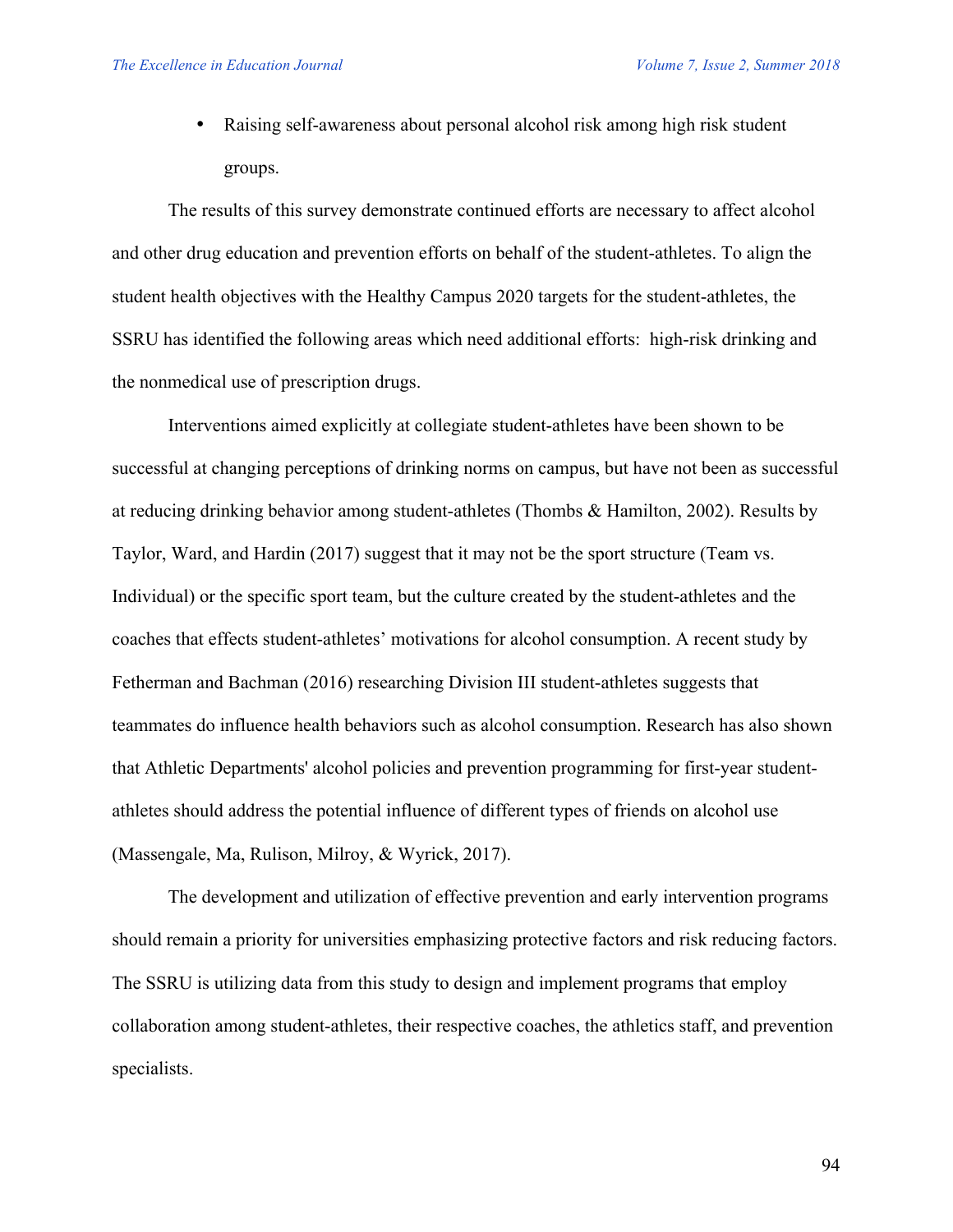- Raising self-awareness about personal alcohol risk among high risk student groups.

The results of this survey demonstrate continued efforts are necessary to affect alcohol and other drug education and prevention efforts on behalf of the student-athletes. To align the student health objectives with the Healthy Campus 2020 targets for the student-athletes, the SSRU has identified the following areas which need additional efforts: high-risk drinking and the nonmedical use of prescription drugs.

Interventions aimed explicitly at collegiate student-athletes have been shown to be successful at changing perceptions of drinking norms on campus, but have not been as successful at reducing drinking behavior among student-athletes (Thombs & Hamilton, 2002). Results by Taylor, Ward, and Hardin (2017) suggest that it may not be the sport structure (Team vs. Individual) or the specific sport team, but the culture created by the student-athletes and the coaches that effects student-athletes' motivations for alcohol consumption. A recent study by Fetherman and Bachman (2016) researching Division III student-athletes suggests that teammates do influence health behaviors such as alcohol consumption. Research has also shown that Athletic Departments' alcohol policies and prevention programming for first-year student-athletes should address the potential influence of different types of friends on alcohol use (Massengale, Ma, Rulison, Milroy, & Wyrick, 2017).

The development and utilization of effective prevention and early intervention programs should remain a priority for universities emphasizing protective factors and risk reducing factors. The SSRU is utilizing data from this study to design and implement programs that employ collaboration among student-athletes, their respective coaches, the athletics staff, and prevention specialists.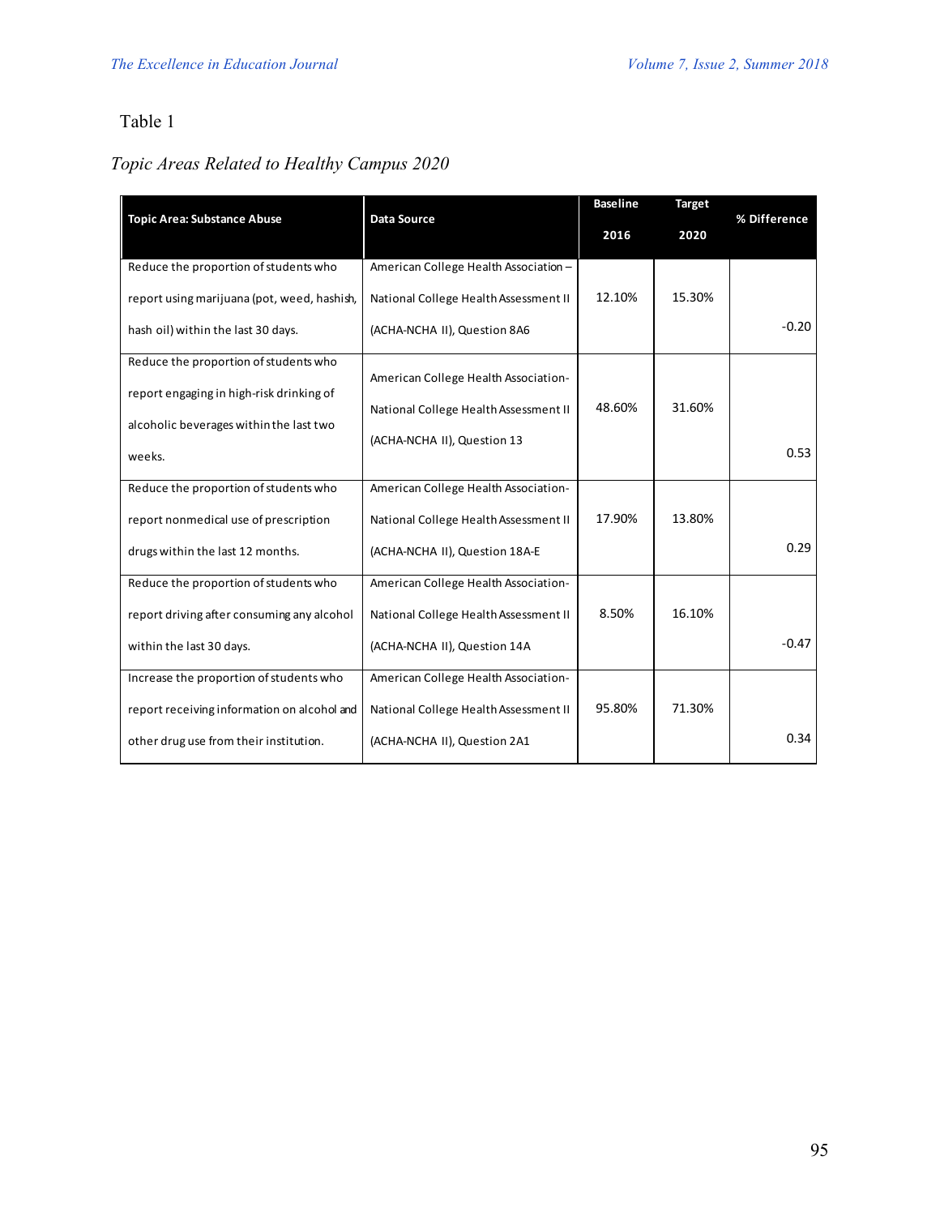Table 1

*Topic Areas Related to Healthy Campus 2020*

| Topic Area: Substance Abuse | Data Source | Baseline 2016 | Target 2020 | % Difference |
|---|---|---|---|---|
| Reduce the proportion of students who report using marijuana (pot, weed, hashish, hash oil) within the last 30 days. | American College Health Association – National College Health Assessment II (ACHA-NCHA II), Question 8A6 | 12.10% | 15.30% | -0.20 |
| Reduce the proportion of students who report engaging in high-risk drinking of alcoholic beverages within the last two weeks. | American College Health Association-National College Health Assessment II (ACHA-NCHA II), Question 13 | 48.60% | 31.60% | 0.53 |
| Reduce the proportion of students who report nonmedical use of prescription drugs within the last 12 months. | American College Health Association-National College Health Assessment II (ACHA-NCHA II), Question 18A-E | 17.90% | 13.80% | 0.29 |
| Reduce the proportion of students who report driving after consuming any alcohol within the last 30 days. | American College Health Association-National College Health Assessment II (ACHA-NCHA II), Question 14A | 8.50% | 16.10% | -0.47 |
| Increase the proportion of students who report receiving information on alcohol and other drug use from their institution. | American College Health Association-National College Health Assessment II (ACHA-NCHA II), Question 2A1 | 95.80% | 71.30% | 0.34 |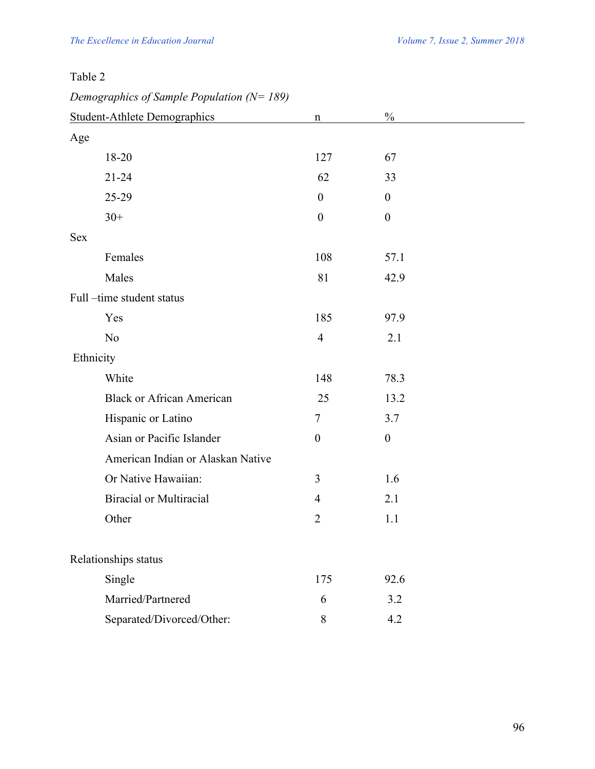Table 2

*Demographics of Sample Population (N= 189)*

| Student-Athlete Demographics | n | % |
|---|---|---|
| Age | | |
| 18-20 | 127 | 67 |
| 21-24 | 62 | 33 |
| 25-29 | 0 | 0 |
| 30+ | 0 | 0 |
| Sex | | |
| Females | 108 | 57.1 |
| Males | 81 | 42.9 |
| Full –time student status | | |
| Yes | 185 | 97.9 |
| No | 4 | 2.1 |
| Ethnicity | | |
| White | 148 | 78.3 |
| Black or African American | 25 | 13.2 |
| Hispanic or Latino | 7 | 3.7 |
| Asian or Pacific Islander | 0 | 0 |
| American Indian or Alaskan Native Or Native Hawaiian: | 3 | 1.6 |
| Biracial or Multiracial | 4 | 2.1 |
| Other | 2 | 1.1 |
| Relationships status | | |
| Single | 175 | 92.6 |
| Married/Partnered | 6 | 3.2 |
| Separated/Divorced/Other: | 8 | 4.2 |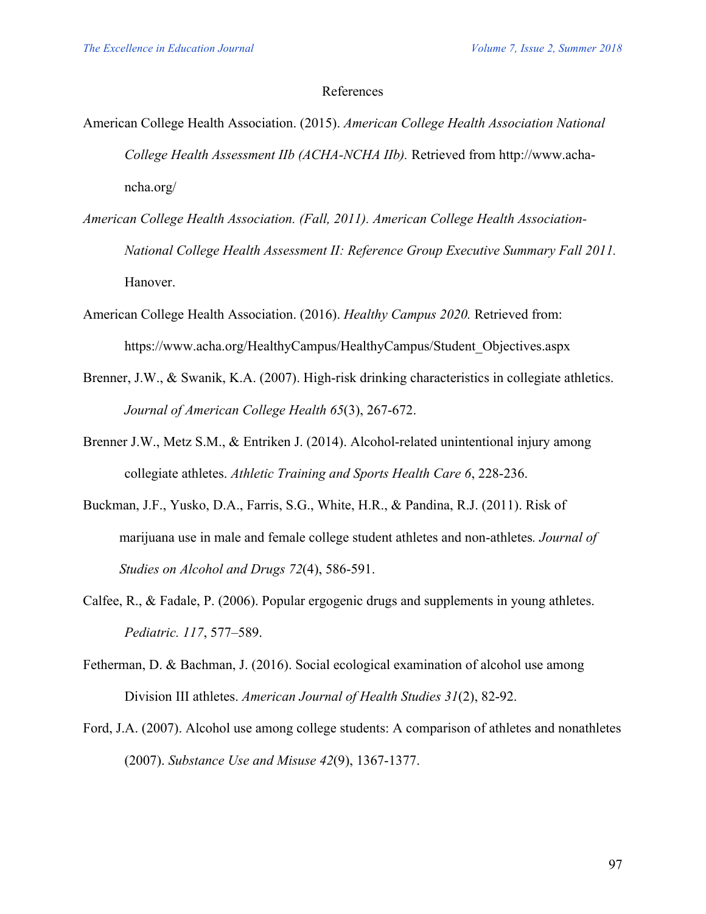References

American College Health Association. (2015). *American College Health Association National College Health Assessment IIb (ACHA-NCHA IIb).* Retrieved from http://www.acha-ncha.org/

*American College Health Association. (Fall, 2011). American College Health Association-National College Health Assessment II: Reference Group Executive Summary Fall 2011.* Hanover.

American College Health Association. (2016). *Healthy Campus 2020.* Retrieved from: https://www.acha.org/HealthyCampus/HealthyCampus/Student_Objectives.aspx

Brenner, J.W., & Swanik, K.A. (2007). High-risk drinking characteristics in collegiate athletics. *Journal of American College Health 65*(3), 267-672.

Brenner J.W., Metz S.M., & Entriken J. (2014). Alcohol-related unintentional injury among collegiate athletes. *Athletic Training and Sports Health Care 6*, 228-236.

Buckman, J.F., Yusko, D.A., Farris, S.G., White, H.R., & Pandina, R.J. (2011). Risk of marijuana use in male and female college student athletes and non-athletes*. Journal of Studies on Alcohol and Drugs 72*(4), 586-591.

Calfee, R., & Fadale, P. (2006). Popular ergogenic drugs and supplements in young athletes. *Pediatric. 117*, 577–589.

Fetherman, D. & Bachman, J. (2016). Social ecological examination of alcohol use among Division III athletes. *American Journal of Health Studies 31*(2), 82-92.

Ford, J.A. (2007). Alcohol use among college students: A comparison of athletes and nonathletes (2007). *Substance Use and Misuse 42*(9), 1367-1377.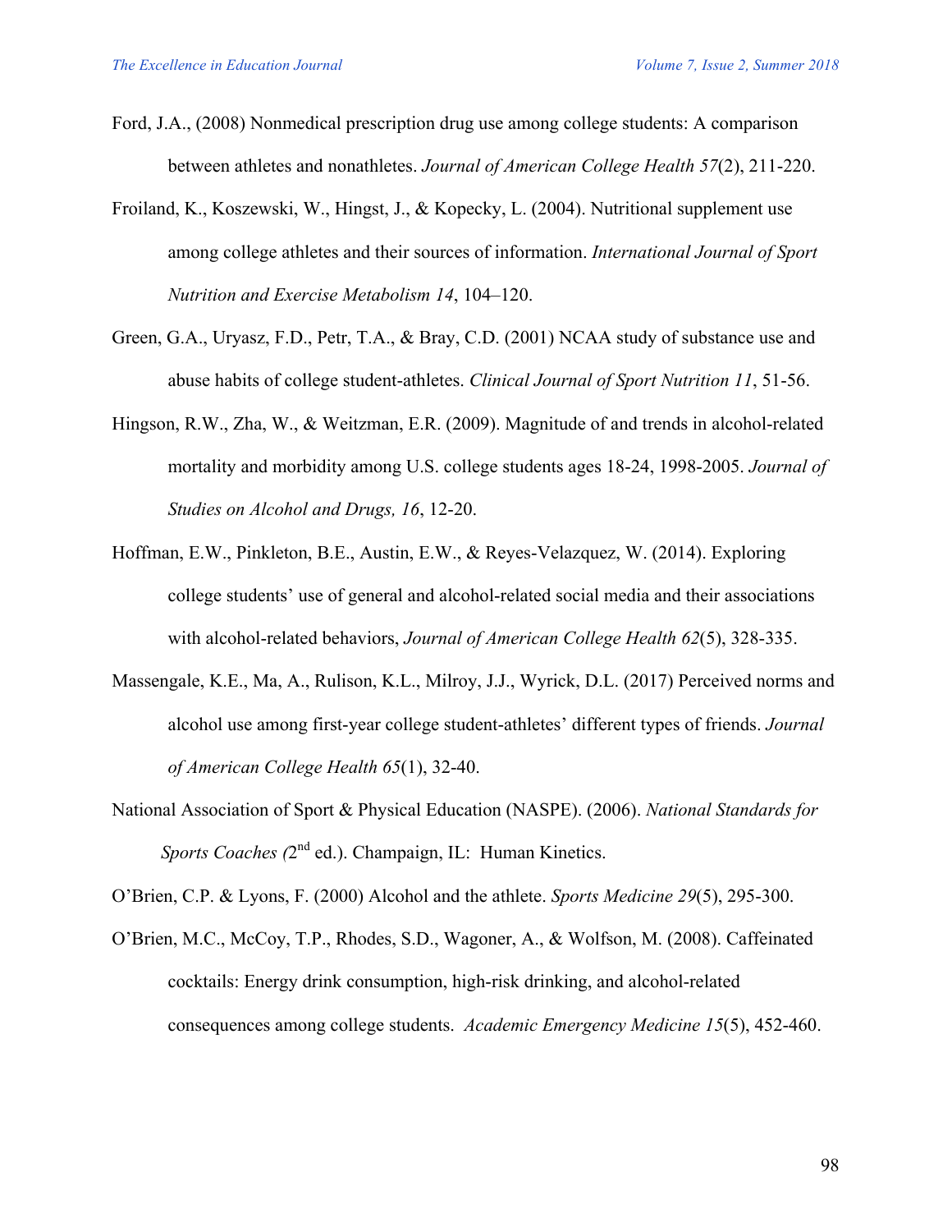Ford, J.A., (2008) Nonmedical prescription drug use among college students: A comparison between athletes and nonathletes. *Journal of American College Health 57*(2), 211-220.

Froiland, K., Koszewski, W., Hingst, J., & Kopecky, L. (2004). Nutritional supplement use among college athletes and their sources of information. *International Journal of Sport Nutrition and Exercise Metabolism 14*, 104–120.

Green, G.A., Uryasz, F.D., Petr, T.A., & Bray, C.D. (2001) NCAA study of substance use and abuse habits of college student-athletes. *Clinical Journal of Sport Nutrition 11*, 51-56.

Hingson, R.W., Zha, W., & Weitzman, E.R. (2009). Magnitude of and trends in alcohol-related mortality and morbidity among U.S. college students ages 18-24, 1998-2005. *Journal of Studies on Alcohol and Drugs, 16*, 12-20.

Hoffman, E.W., Pinkleton, B.E., Austin, E.W., & Reyes-Velazquez, W. (2014). Exploring college students' use of general and alcohol-related social media and their associations with alcohol-related behaviors, *Journal of American College Health 62*(5), 328-335.

Massengale, K.E., Ma, A., Rulison, K.L., Milroy, J.J., Wyrick, D.L. (2017) Perceived norms and alcohol use among first-year college student-athletes' different types of friends. *Journal of American College Health 65*(1), 32-40.

National Association of Sport & Physical Education (NASPE). (2006). *National Standards for Sports Coaches (*2nd ed.). Champaign, IL: Human Kinetics.

O'Brien, C.P. & Lyons, F. (2000) Alcohol and the athlete. *Sports Medicine 29*(5), 295-300.

O'Brien, M.C., McCoy, T.P., Rhodes, S.D., Wagoner, A., & Wolfson, M. (2008). Caffeinated cocktails: Energy drink consumption, high-risk drinking, and alcohol-related consequences among college students. *Academic Emergency Medicine 15*(5), 452-460.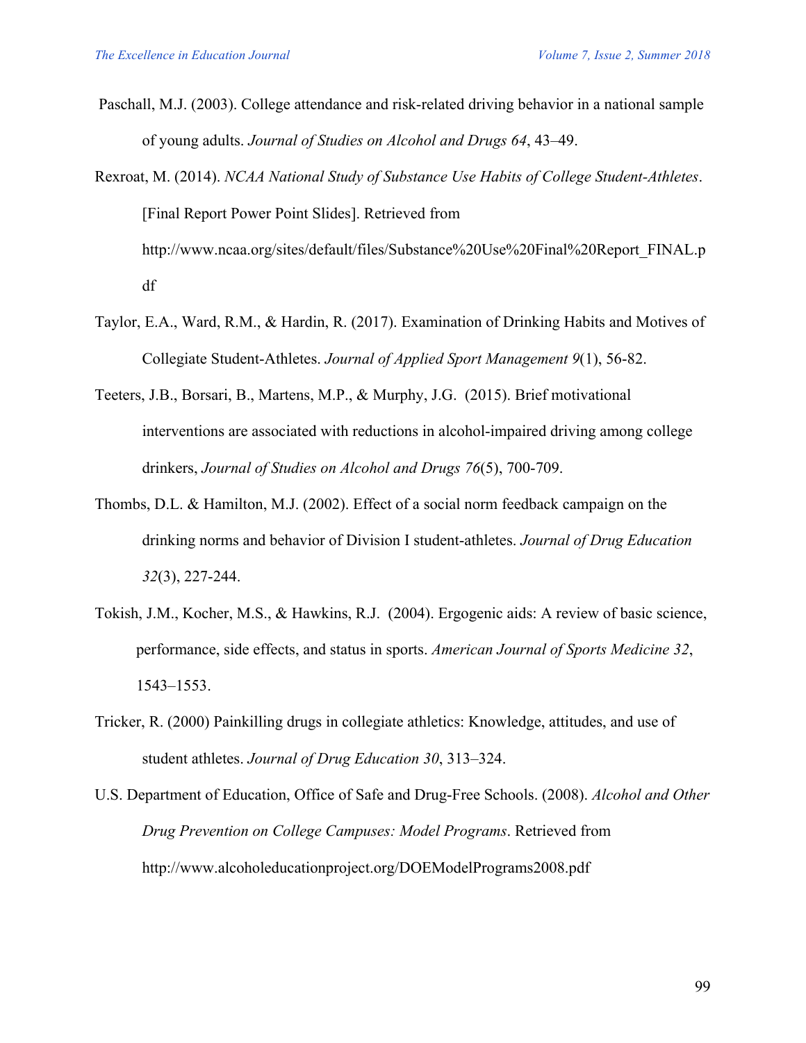Paschall, M.J. (2003). College attendance and risk-related driving behavior in a national sample of young adults. *Journal of Studies on Alcohol and Drugs 64*, 43–49.

Rexroat, M. (2014). *NCAA National Study of Substance Use Habits of College Student-Athletes*. [Final Report Power Point Slides]. Retrieved from http://www.ncaa.org/sites/default/files/Substance%20Use%20Final%20Report_FINAL.pdf

Taylor, E.A., Ward, R.M., & Hardin, R. (2017). Examination of Drinking Habits and Motives of Collegiate Student-Athletes. *Journal of Applied Sport Management 9*(1), 56-82.

Teeters, J.B., Borsari, B., Martens, M.P., & Murphy, J.G. (2015). Brief motivational interventions are associated with reductions in alcohol-impaired driving among college drinkers, *Journal of Studies on Alcohol and Drugs 76*(5), 700-709.

Thombs, D.L. & Hamilton, M.J. (2002). Effect of a social norm feedback campaign on the drinking norms and behavior of Division I student-athletes. *Journal of Drug Education 32*(3), 227-244.

Tokish, J.M., Kocher, M.S., & Hawkins, R.J. (2004). Ergogenic aids: A review of basic science, performance, side effects, and status in sports. *American Journal of Sports Medicine 32*, 1543–1553.

Tricker, R. (2000) Painkilling drugs in collegiate athletics: Knowledge, attitudes, and use of student athletes. *Journal of Drug Education 30*, 313–324.

U.S. Department of Education, Office of Safe and Drug-Free Schools. (2008). *Alcohol and Other Drug Prevention on College Campuses: Model Programs*. Retrieved from http://www.alcoholeducationproject.org/DOEModelPrograms2008.pdf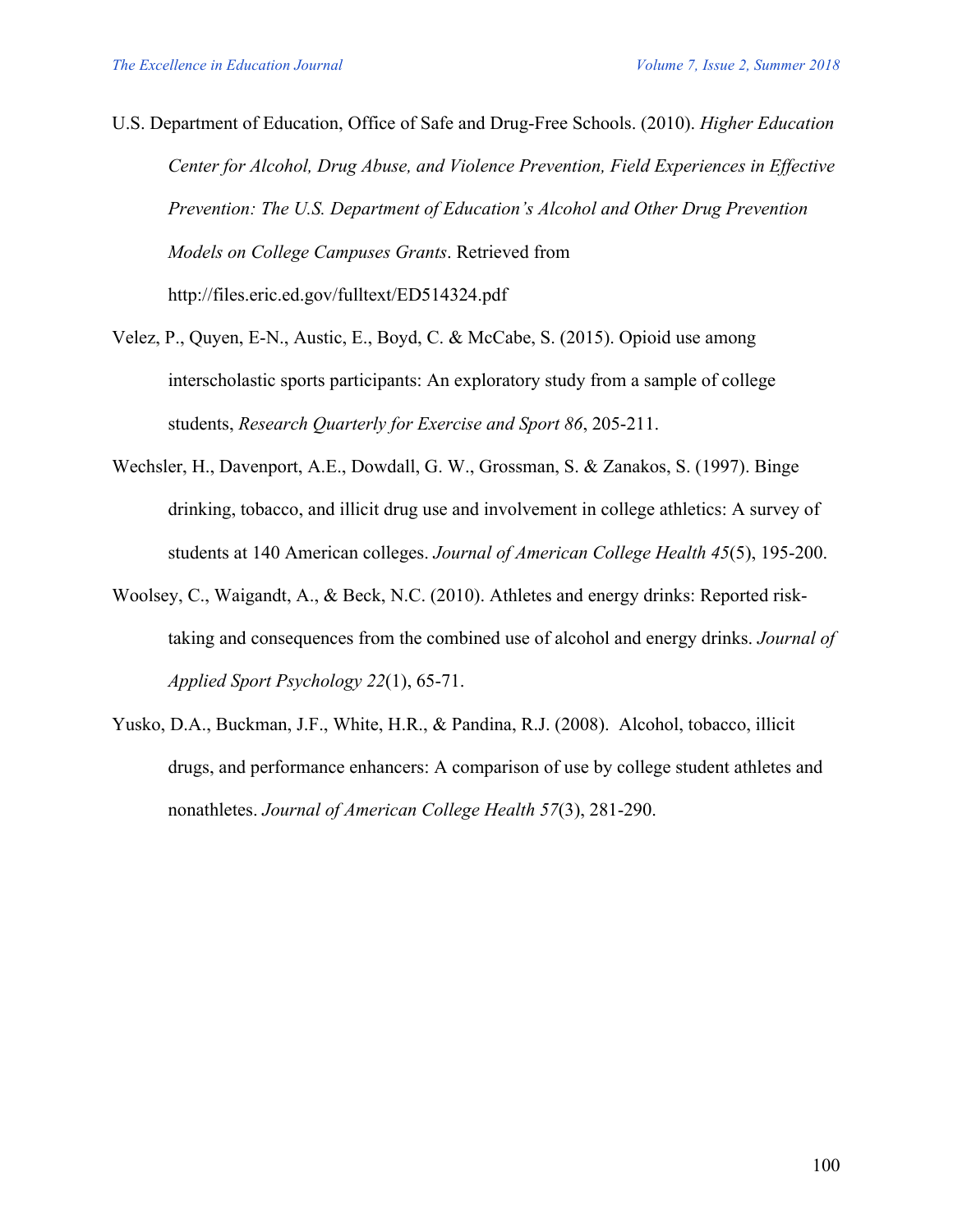U.S. Department of Education, Office of Safe and Drug-Free Schools. (2010). *Higher Education Center for Alcohol, Drug Abuse, and Violence Prevention, Field Experiences in Effective Prevention: The U.S. Department of Education's Alcohol and Other Drug Prevention Models on College Campuses Grants*. Retrieved from http://files.eric.ed.gov/fulltext/ED514324.pdf

Velez, P., Quyen, E-N., Austic, E., Boyd, C. & McCabe, S. (2015). Opioid use among interscholastic sports participants: An exploratory study from a sample of college students, *Research Quarterly for Exercise and Sport 86*, 205-211.

Wechsler, H., Davenport, A.E., Dowdall, G. W., Grossman, S. & Zanakos, S. (1997). Binge drinking, tobacco, and illicit drug use and involvement in college athletics: A survey of students at 140 American colleges. *Journal of American College Health 45*(5), 195-200.

Woolsey, C., Waigandt, A., & Beck, N.C. (2010). Athletes and energy drinks: Reported risk-taking and consequences from the combined use of alcohol and energy drinks. *Journal of Applied Sport Psychology 22*(1), 65-71.

Yusko, D.A., Buckman, J.F., White, H.R., & Pandina, R.J. (2008). Alcohol, tobacco, illicit drugs, and performance enhancers: A comparison of use by college student athletes and nonathletes. *Journal of American College Health 57*(3), 281-290.